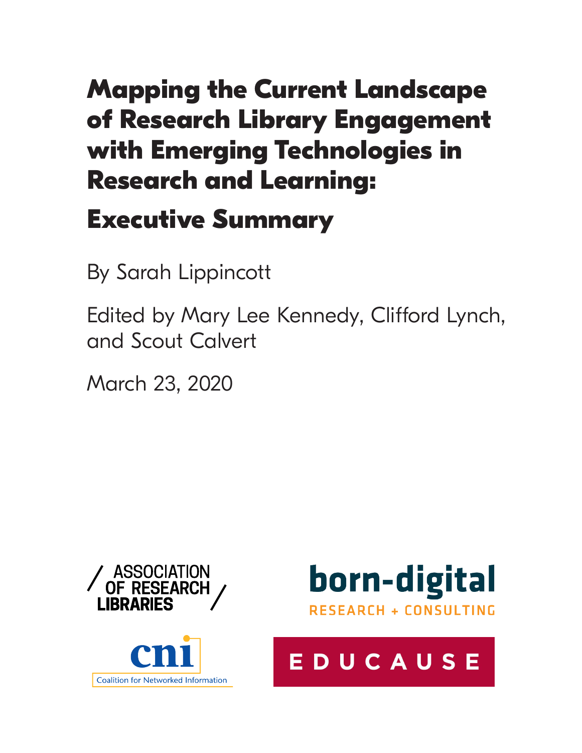# Mapping the Current Landscape of Research Library Engagement with Emerging Technologies in Research and Learning:

## Executive Summary

By Sarah Lippincott

Edited by Mary Lee Kennedy, Clifford Lynch, and Scout Calvert

March 23, 2020

ASSOCIATION OF RESEARCH LIBRARIES

born-digital RESEARCH + CONSULTING

cni Coalition for Networked Information

EDUCAUSE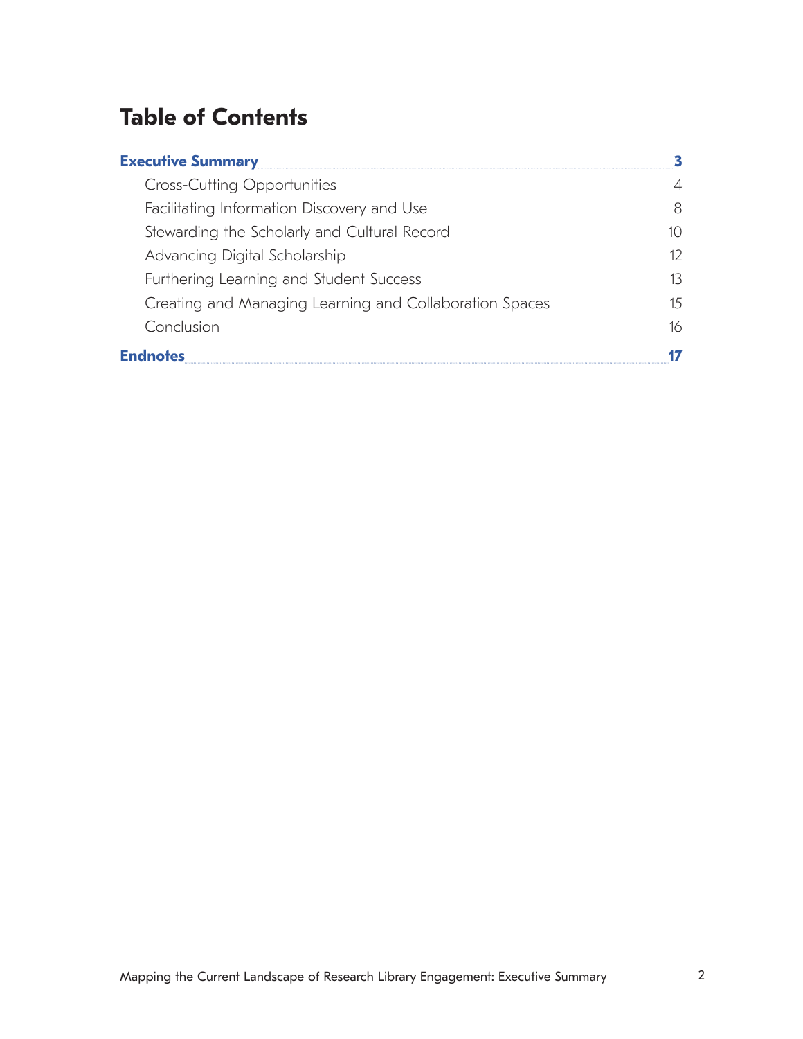# Table of Contents

**Executive Summary** ..... **3**

- Cross-Cutting Opportunities ..... 4
- Facilitating Information Discovery and Use ..... 8
- Stewarding the Scholarly and Cultural Record ..... 10
- Advancing Digital Scholarship ..... 12
- Furthering Learning and Student Success ..... 13
- Creating and Managing Learning and Collaboration Spaces ..... 15
- Conclusion ..... 16

**Endnotes** ..... **17**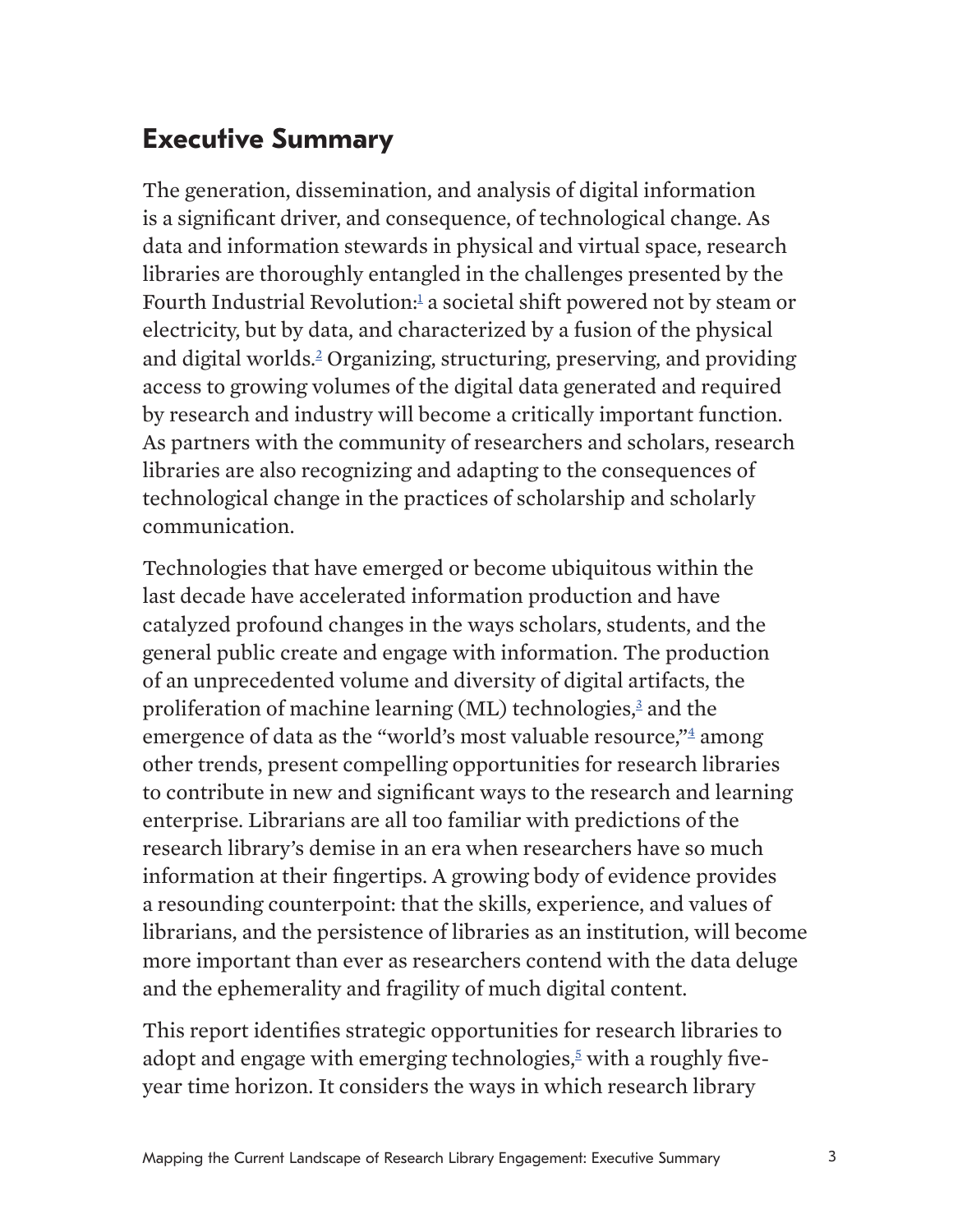## Executive Summary

The generation, dissemination, and analysis of digital information is a significant driver, and consequence, of technological change. As data and information stewards in physical and virtual space, research libraries are thoroughly entangled in the challenges presented by the Fourth Industrial Revolution:[1] a societal shift powered not by steam or electricity, but by data, and characterized by a fusion of the physical and digital worlds.[2] Organizing, structuring, preserving, and providing access to growing volumes of the digital data generated and required by research and industry will become a critically important function. As partners with the community of researchers and scholars, research libraries are also recognizing and adapting to the consequences of technological change in the practices of scholarship and scholarly communication.

Technologies that have emerged or become ubiquitous within the last decade have accelerated information production and have catalyzed profound changes in the ways scholars, students, and the general public create and engage with information. The production of an unprecedented volume and diversity of digital artifacts, the proliferation of machine learning (ML) technologies,[3] and the emergence of data as the "world's most valuable resource,"[4] among other trends, present compelling opportunities for research libraries to contribute in new and significant ways to the research and learning enterprise. Librarians are all too familiar with predictions of the research library's demise in an era when researchers have so much information at their fingertips. A growing body of evidence provides a resounding counterpoint: that the skills, experience, and values of librarians, and the persistence of libraries as an institution, will become more important than ever as researchers contend with the data deluge and the ephemerality and fragility of much digital content.

This report identifies strategic opportunities for research libraries to adopt and engage with emerging technologies,[5] with a roughly five-year time horizon. It considers the ways in which research library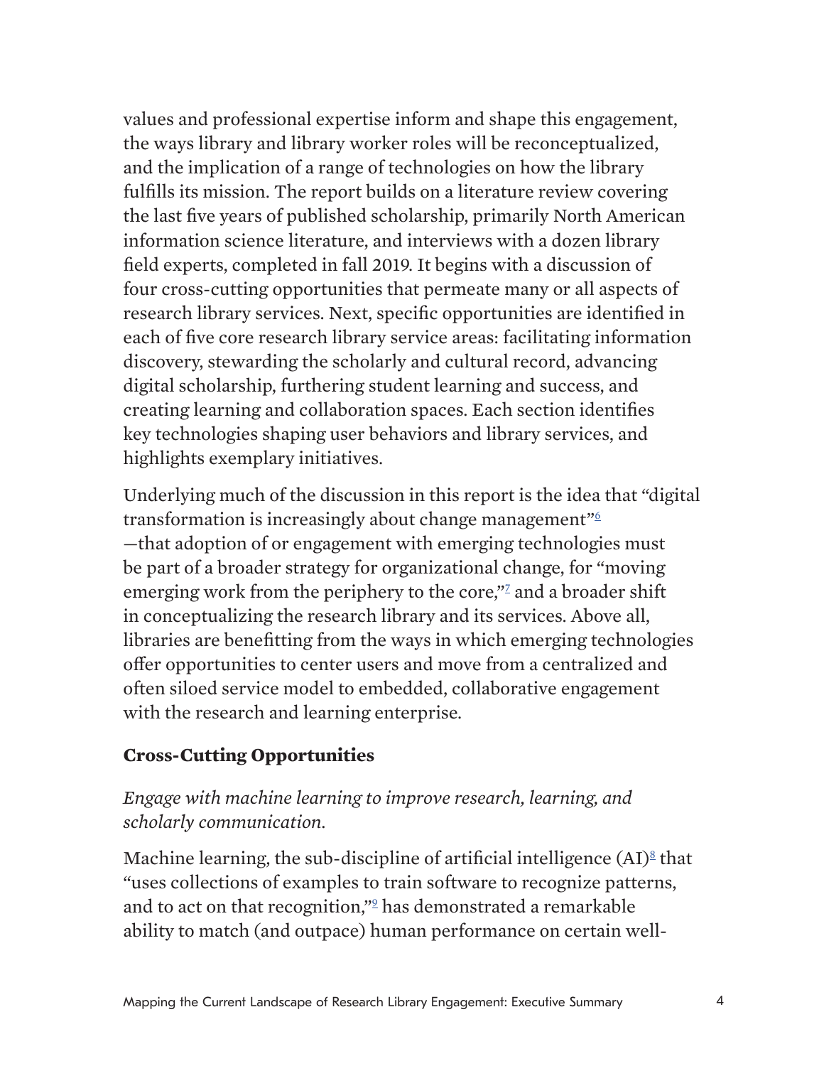values and professional expertise inform and shape this engagement, the ways library and library worker roles will be reconceptualized, and the implication of a range of technologies on how the library fulfills its mission. The report builds on a literature review covering the last five years of published scholarship, primarily North American information science literature, and interviews with a dozen library field experts, completed in fall 2019. It begins with a discussion of four cross-cutting opportunities that permeate many or all aspects of research library services. Next, specific opportunities are identified in each of five core research library service areas: facilitating information discovery, stewarding the scholarly and cultural record, advancing digital scholarship, furthering student learning and success, and creating learning and collaboration spaces. Each section identifies key technologies shaping user behaviors and library services, and highlights exemplary initiatives.

Underlying much of the discussion in this report is the idea that "digital transformation is increasingly about change management"[6] —that adoption of or engagement with emerging technologies must be part of a broader strategy for organizational change, for "moving emerging work from the periphery to the core,"[7] and a broader shift in conceptualizing the research library and its services. Above all, libraries are benefitting from the ways in which emerging technologies offer opportunities to center users and move from a centralized and often siloed service model to embedded, collaborative engagement with the research and learning enterprise.

## Cross-Cutting Opportunities

*Engage with machine learning to improve research, learning, and scholarly communication.*

Machine learning, the sub-discipline of artificial intelligence (AI)[8] that "uses collections of examples to train software to recognize patterns, and to act on that recognition,"[9] has demonstrated a remarkable ability to match (and outpace) human performance on certain well-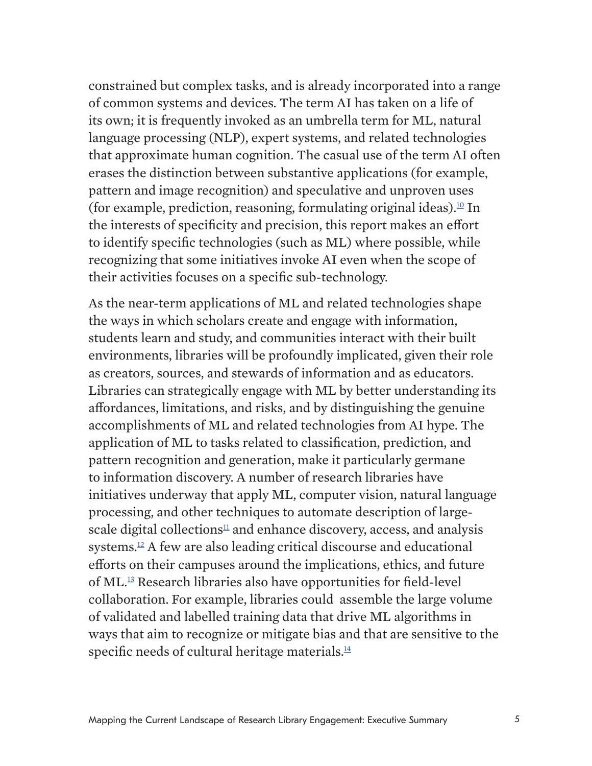constrained but complex tasks, and is already incorporated into a range of common systems and devices. The term AI has taken on a life of its own; it is frequently invoked as an umbrella term for ML, natural language processing (NLP), expert systems, and related technologies that approximate human cognition. The casual use of the term AI often erases the distinction between substantive applications (for example, pattern and image recognition) and speculative and unproven uses (for example, prediction, reasoning, formulating original ideas).[10] In the interests of specificity and precision, this report makes an effort to identify specific technologies (such as ML) where possible, while recognizing that some initiatives invoke AI even when the scope of their activities focuses on a specific sub-technology.

As the near-term applications of ML and related technologies shape the ways in which scholars create and engage with information, students learn and study, and communities interact with their built environments, libraries will be profoundly implicated, given their role as creators, sources, and stewards of information and as educators. Libraries can strategically engage with ML by better understanding its affordances, limitations, and risks, and by distinguishing the genuine accomplishments of ML and related technologies from AI hype. The application of ML to tasks related to classification, prediction, and pattern recognition and generation, make it particularly germane to information discovery. A number of research libraries have initiatives underway that apply ML, computer vision, natural language processing, and other techniques to automate description of large-scale digital collections[11] and enhance discovery, access, and analysis systems.[12] A few are also leading critical discourse and educational efforts on their campuses around the implications, ethics, and future of ML.[13] Research libraries also have opportunities for field-level collaboration. For example, libraries could assemble the large volume of validated and labelled training data that drive ML algorithms in ways that aim to recognize or mitigate bias and that are sensitive to the specific needs of cultural heritage materials.[14]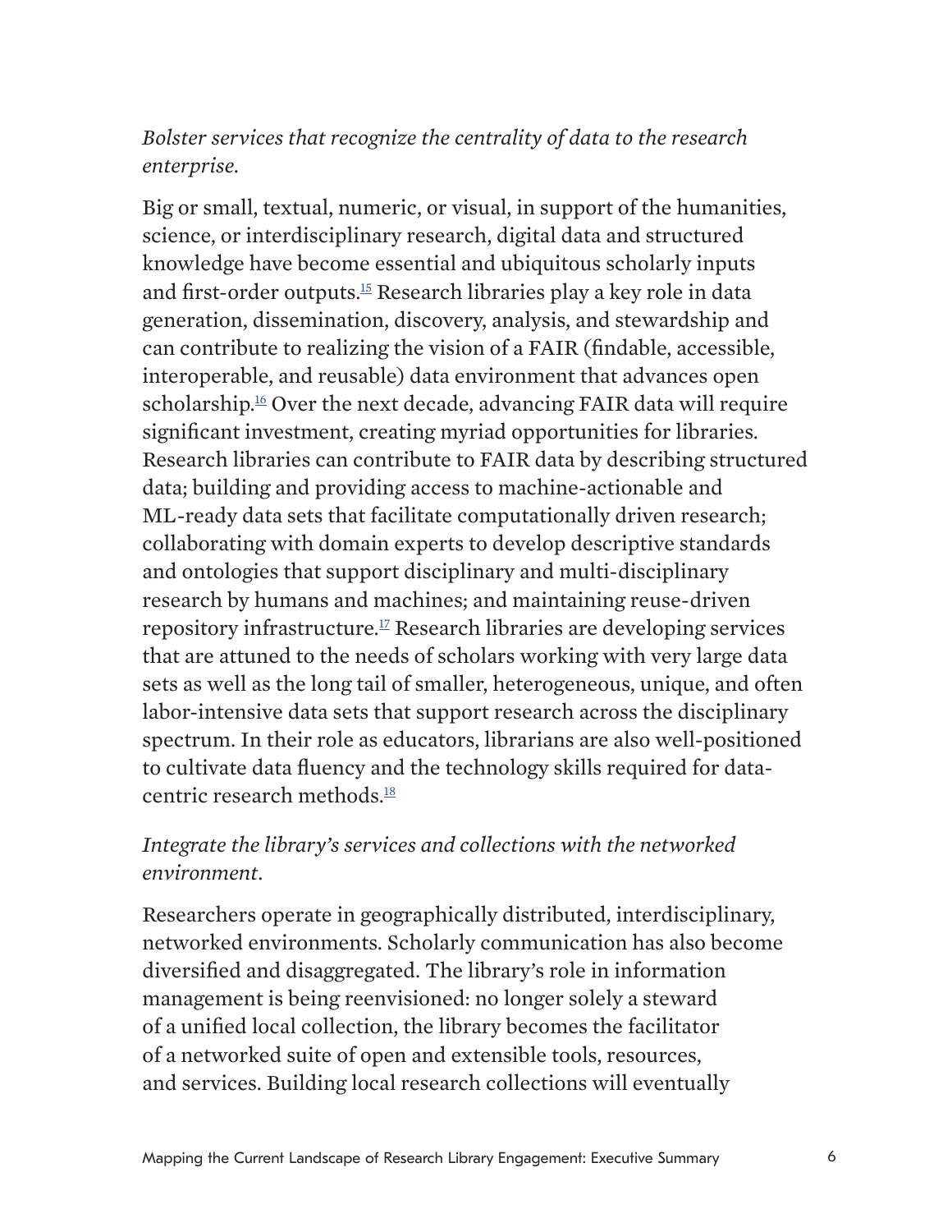*Bolster services that recognize the centrality of data to the research enterprise.*

Big or small, textual, numeric, or visual, in support of the humanities, science, or interdisciplinary research, digital data and structured knowledge have become essential and ubiquitous scholarly inputs and first-order outputs.[15] Research libraries play a key role in data generation, dissemination, discovery, analysis, and stewardship and can contribute to realizing the vision of a FAIR (findable, accessible, interoperable, and reusable) data environment that advances open scholarship.[16] Over the next decade, advancing FAIR data will require significant investment, creating myriad opportunities for libraries. Research libraries can contribute to FAIR data by describing structured data; building and providing access to machine-actionable and ML-ready data sets that facilitate computationally driven research; collaborating with domain experts to develop descriptive standards and ontologies that support disciplinary and multi-disciplinary research by humans and machines; and maintaining reuse-driven repository infrastructure.[17] Research libraries are developing services that are attuned to the needs of scholars working with very large data sets as well as the long tail of smaller, heterogeneous, unique, and often labor-intensive data sets that support research across the disciplinary spectrum. In their role as educators, librarians are also well-positioned to cultivate data fluency and the technology skills required for data-centric research methods.[18]

*Integrate the library's services and collections with the networked environment.*

Researchers operate in geographically distributed, interdisciplinary, networked environments. Scholarly communication has also become diversified and disaggregated. The library's role in information management is being reenvisioned: no longer solely a steward of a unified local collection, the library becomes the facilitator of a networked suite of open and extensible tools, resources, and services. Building local research collections will eventually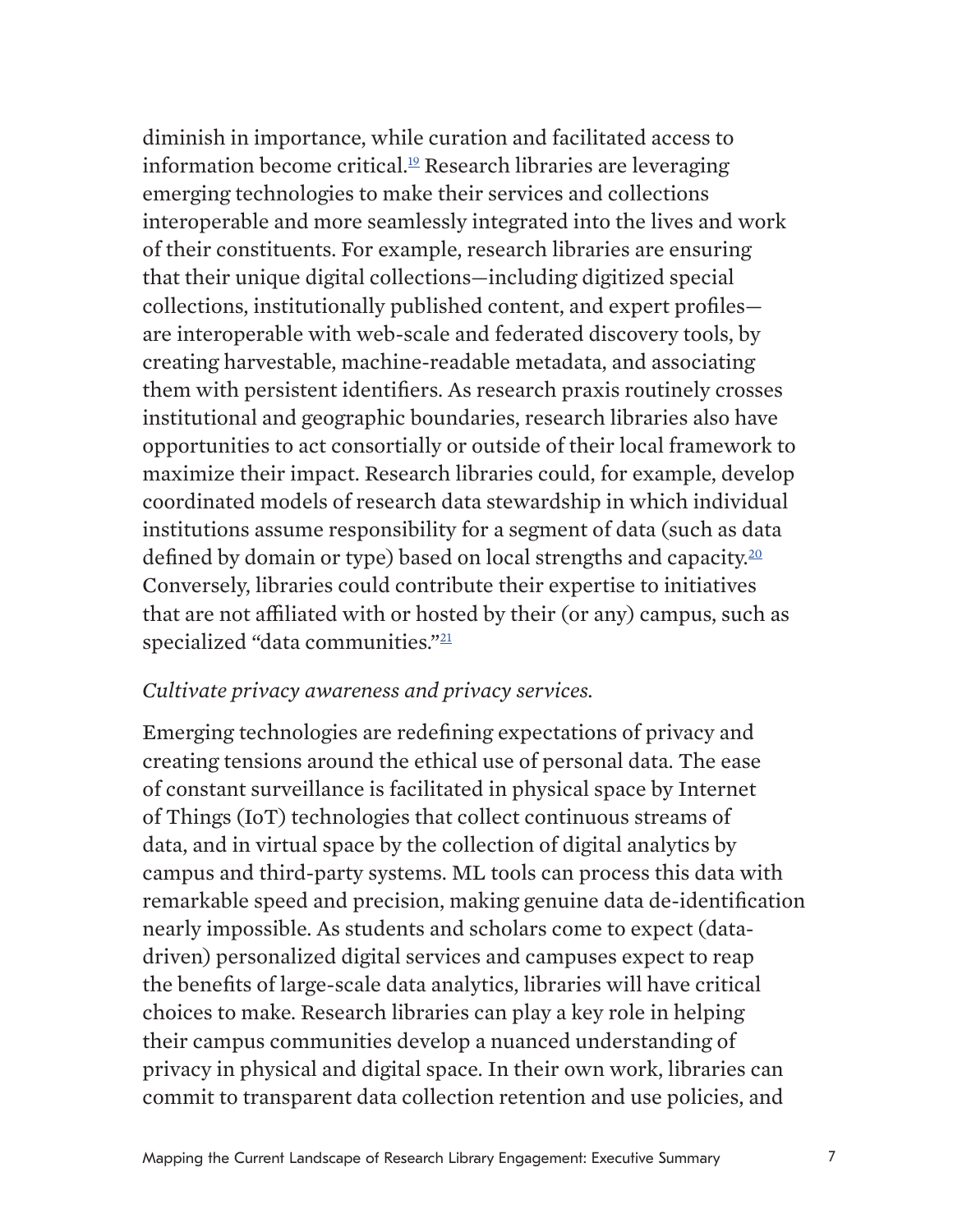diminish in importance, while curation and facilitated access to information become critical.[19] Research libraries are leveraging emerging technologies to make their services and collections interoperable and more seamlessly integrated into the lives and work of their constituents. For example, research libraries are ensuring that their unique digital collections—including digitized special collections, institutionally published content, and expert profiles—are interoperable with web-scale and federated discovery tools, by creating harvestable, machine-readable metadata, and associating them with persistent identifiers. As research praxis routinely crosses institutional and geographic boundaries, research libraries also have opportunities to act consortially or outside of their local framework to maximize their impact. Research libraries could, for example, develop coordinated models of research data stewardship in which individual institutions assume responsibility for a segment of data (such as data defined by domain or type) based on local strengths and capacity.[20] Conversely, libraries could contribute their expertise to initiatives that are not affiliated with or hosted by their (or any) campus, such as specialized "data communities."[21]

*Cultivate privacy awareness and privacy services.*

Emerging technologies are redefining expectations of privacy and creating tensions around the ethical use of personal data. The ease of constant surveillance is facilitated in physical space by Internet of Things (IoT) technologies that collect continuous streams of data, and in virtual space by the collection of digital analytics by campus and third-party systems. ML tools can process this data with remarkable speed and precision, making genuine data de-identification nearly impossible. As students and scholars come to expect (data-driven) personalized digital services and campuses expect to reap the benefits of large-scale data analytics, libraries will have critical choices to make. Research libraries can play a key role in helping their campus communities develop a nuanced understanding of privacy in physical and digital space. In their own work, libraries can commit to transparent data collection retention and use policies, and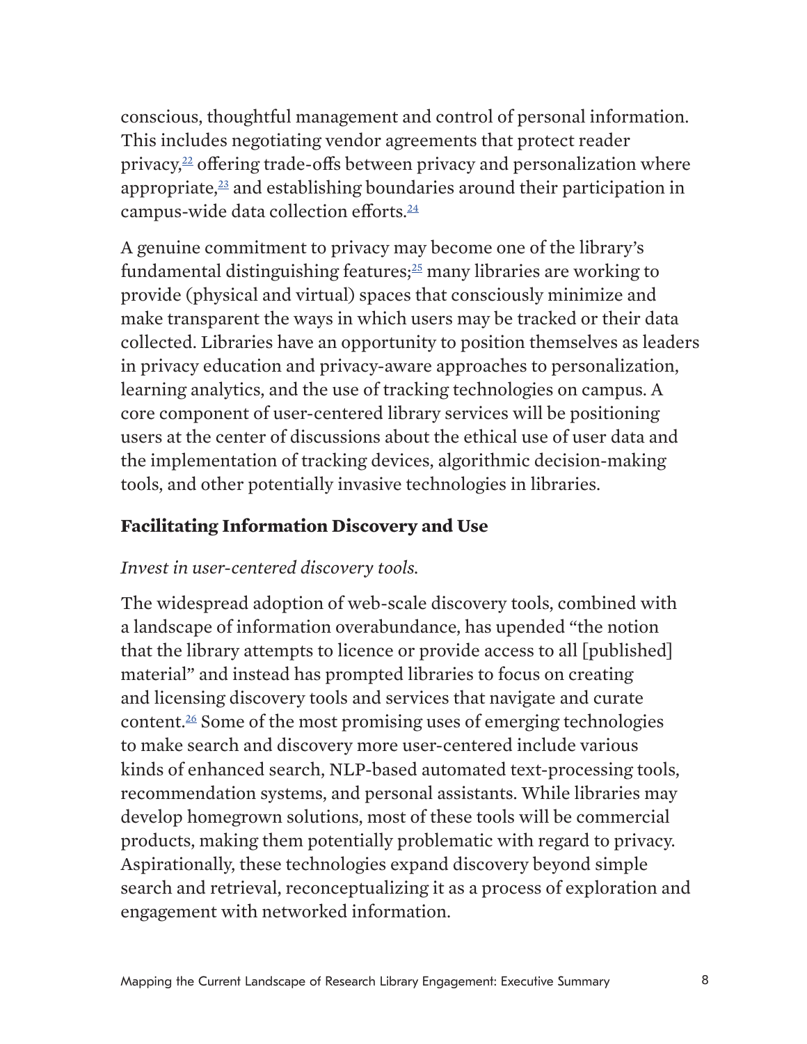conscious, thoughtful management and control of personal information. This includes negotiating vendor agreements that protect reader privacy,[22] offering trade-offs between privacy and personalization where appropriate,[23] and establishing boundaries around their participation in campus-wide data collection efforts.[24]

A genuine commitment to privacy may become one of the library's fundamental distinguishing features;[25] many libraries are working to provide (physical and virtual) spaces that consciously minimize and make transparent the ways in which users may be tracked or their data collected. Libraries have an opportunity to position themselves as leaders in privacy education and privacy-aware approaches to personalization, learning analytics, and the use of tracking technologies on campus. A core component of user-centered library services will be positioning users at the center of discussions about the ethical use of user data and the implementation of tracking devices, algorithmic decision-making tools, and other potentially invasive technologies in libraries.

### Facilitating Information Discovery and Use

*Invest in user-centered discovery tools.*

The widespread adoption of web-scale discovery tools, combined with a landscape of information overabundance, has upended "the notion that the library attempts to licence or provide access to all [published] material" and instead has prompted libraries to focus on creating and licensing discovery tools and services that navigate and curate content.[26] Some of the most promising uses of emerging technologies to make search and discovery more user-centered include various kinds of enhanced search, NLP-based automated text-processing tools, recommendation systems, and personal assistants. While libraries may develop homegrown solutions, most of these tools will be commercial products, making them potentially problematic with regard to privacy. Aspirationally, these technologies expand discovery beyond simple search and retrieval, reconceptualizing it as a process of exploration and engagement with networked information.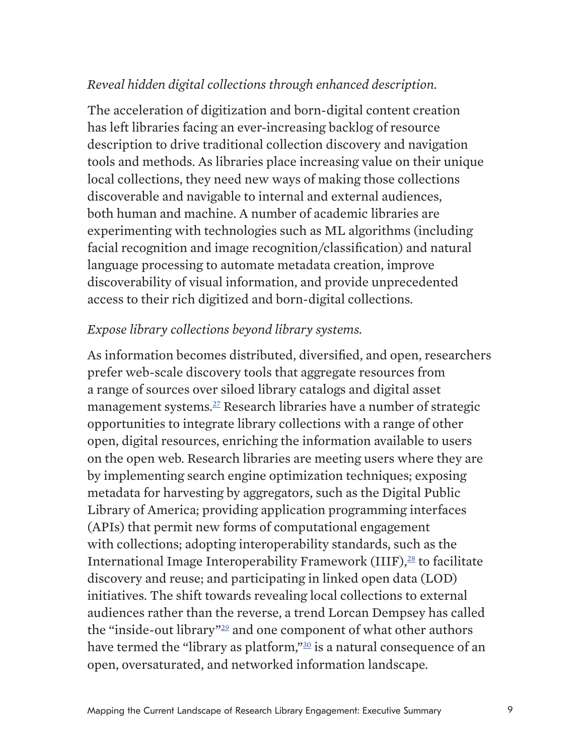*Reveal hidden digital collections through enhanced description.*

The acceleration of digitization and born-digital content creation has left libraries facing an ever-increasing backlog of resource description to drive traditional collection discovery and navigation tools and methods. As libraries place increasing value on their unique local collections, they need new ways of making those collections discoverable and navigable to internal and external audiences, both human and machine. A number of academic libraries are experimenting with technologies such as ML algorithms (including facial recognition and image recognition/classification) and natural language processing to automate metadata creation, improve discoverability of visual information, and provide unprecedented access to their rich digitized and born-digital collections.

*Expose library collections beyond library systems.*

As information becomes distributed, diversified, and open, researchers prefer web-scale discovery tools that aggregate resources from a range of sources over siloed library catalogs and digital asset management systems.[27] Research libraries have a number of strategic opportunities to integrate library collections with a range of other open, digital resources, enriching the information available to users on the open web. Research libraries are meeting users where they are by implementing search engine optimization techniques; exposing metadata for harvesting by aggregators, such as the Digital Public Library of America; providing application programming interfaces (APIs) that permit new forms of computational engagement with collections; adopting interoperability standards, such as the International Image Interoperability Framework (IIIF),[28] to facilitate discovery and reuse; and participating in linked open data (LOD) initiatives. The shift towards revealing local collections to external audiences rather than the reverse, a trend Lorcan Dempsey has called the "inside-out library"[29] and one component of what other authors have termed the "library as platform,"[30] is a natural consequence of an open, oversaturated, and networked information landscape.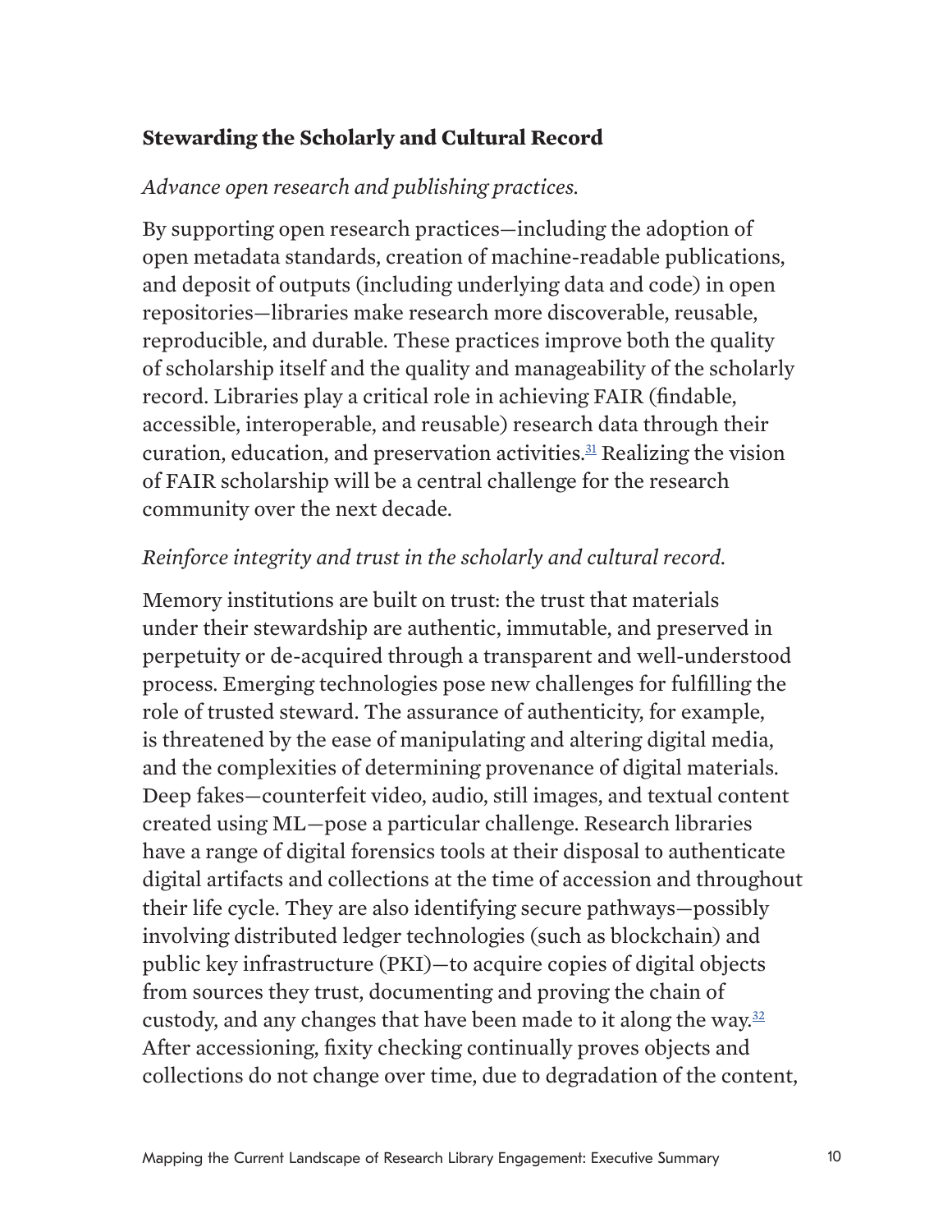## Stewarding the Scholarly and Cultural Record

*Advance open research and publishing practices.*

By supporting open research practices—including the adoption of open metadata standards, creation of machine-readable publications, and deposit of outputs (including underlying data and code) in open repositories—libraries make research more discoverable, reusable, reproducible, and durable. These practices improve both the quality of scholarship itself and the quality and manageability of the scholarly record. Libraries play a critical role in achieving FAIR (findable, accessible, interoperable, and reusable) research data through their curation, education, and preservation activities.[31] Realizing the vision of FAIR scholarship will be a central challenge for the research community over the next decade.

*Reinforce integrity and trust in the scholarly and cultural record.*

Memory institutions are built on trust: the trust that materials under their stewardship are authentic, immutable, and preserved in perpetuity or de-acquired through a transparent and well-understood process. Emerging technologies pose new challenges for fulfilling the role of trusted steward. The assurance of authenticity, for example, is threatened by the ease of manipulating and altering digital media, and the complexities of determining provenance of digital materials. Deep fakes—counterfeit video, audio, still images, and textual content created using ML—pose a particular challenge. Research libraries have a range of digital forensics tools at their disposal to authenticate digital artifacts and collections at the time of accession and throughout their life cycle. They are also identifying secure pathways—possibly involving distributed ledger technologies (such as blockchain) and public key infrastructure (PKI)—to acquire copies of digital objects from sources they trust, documenting and proving the chain of custody, and any changes that have been made to it along the way.[32] After accessioning, fixity checking continually proves objects and collections do not change over time, due to degradation of the content,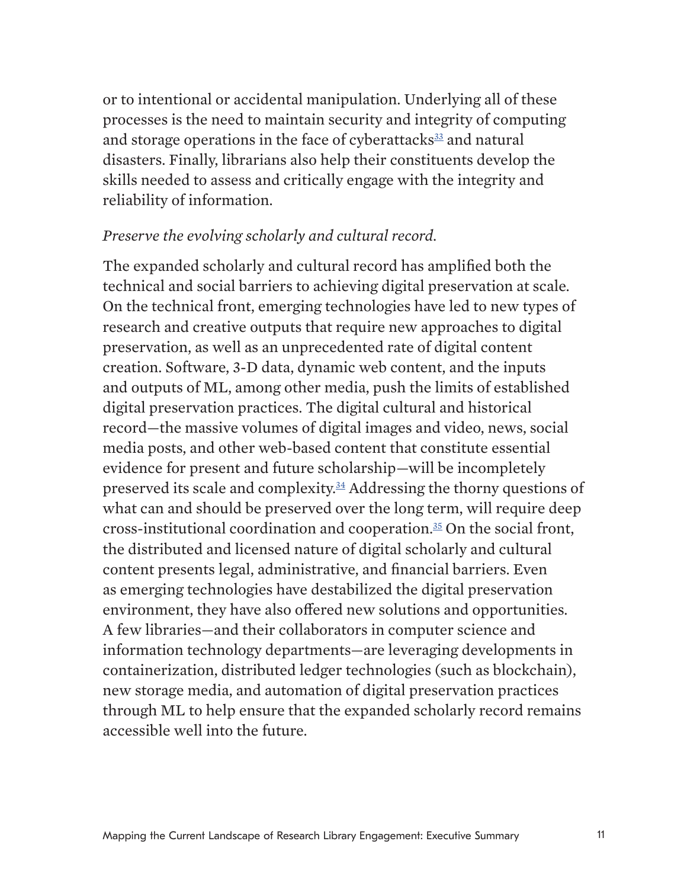or to intentional or accidental manipulation. Underlying all of these processes is the need to maintain security and integrity of computing and storage operations in the face of cyberattacks[33] and natural disasters. Finally, librarians also help their constituents develop the skills needed to assess and critically engage with the integrity and reliability of information.

*Preserve the evolving scholarly and cultural record.*

The expanded scholarly and cultural record has amplified both the technical and social barriers to achieving digital preservation at scale. On the technical front, emerging technologies have led to new types of research and creative outputs that require new approaches to digital preservation, as well as an unprecedented rate of digital content creation. Software, 3-D data, dynamic web content, and the inputs and outputs of ML, among other media, push the limits of established digital preservation practices. The digital cultural and historical record—the massive volumes of digital images and video, news, social media posts, and other web-based content that constitute essential evidence for present and future scholarship—will be incompletely preserved its scale and complexity.[34] Addressing the thorny questions of what can and should be preserved over the long term, will require deep cross-institutional coordination and cooperation.[35] On the social front, the distributed and licensed nature of digital scholarly and cultural content presents legal, administrative, and financial barriers. Even as emerging technologies have destabilized the digital preservation environment, they have also offered new solutions and opportunities. A few libraries—and their collaborators in computer science and information technology departments—are leveraging developments in containerization, distributed ledger technologies (such as blockchain), new storage media, and automation of digital preservation practices through ML to help ensure that the expanded scholarly record remains accessible well into the future.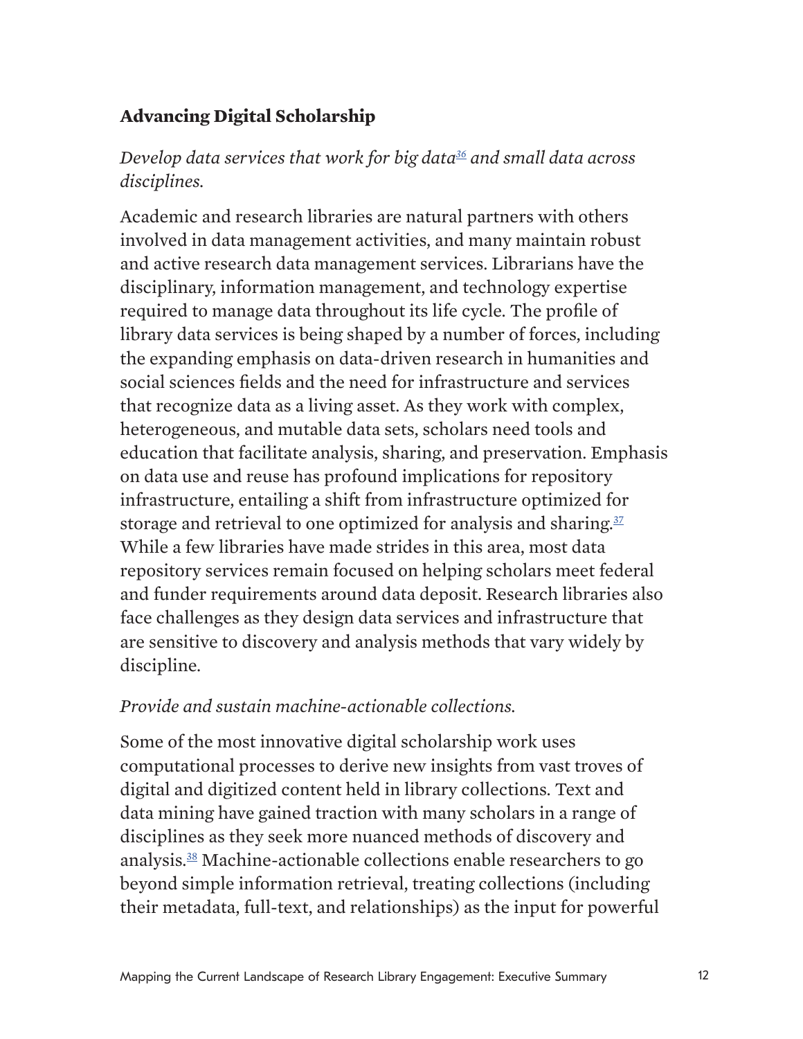## Advancing Digital Scholarship

*Develop data services that work for big data[36] and small data across disciplines.*

Academic and research libraries are natural partners with others involved in data management activities, and many maintain robust and active research data management services. Librarians have the disciplinary, information management, and technology expertise required to manage data throughout its life cycle. The profile of library data services is being shaped by a number of forces, including the expanding emphasis on data-driven research in humanities and social sciences fields and the need for infrastructure and services that recognize data as a living asset. As they work with complex, heterogeneous, and mutable data sets, scholars need tools and education that facilitate analysis, sharing, and preservation. Emphasis on data use and reuse has profound implications for repository infrastructure, entailing a shift from infrastructure optimized for storage and retrieval to one optimized for analysis and sharing.[37] While a few libraries have made strides in this area, most data repository services remain focused on helping scholars meet federal and funder requirements around data deposit. Research libraries also face challenges as they design data services and infrastructure that are sensitive to discovery and analysis methods that vary widely by discipline.

*Provide and sustain machine-actionable collections.*

Some of the most innovative digital scholarship work uses computational processes to derive new insights from vast troves of digital and digitized content held in library collections. Text and data mining have gained traction with many scholars in a range of disciplines as they seek more nuanced methods of discovery and analysis.[38] Machine-actionable collections enable researchers to go beyond simple information retrieval, treating collections (including their metadata, full-text, and relationships) as the input for powerful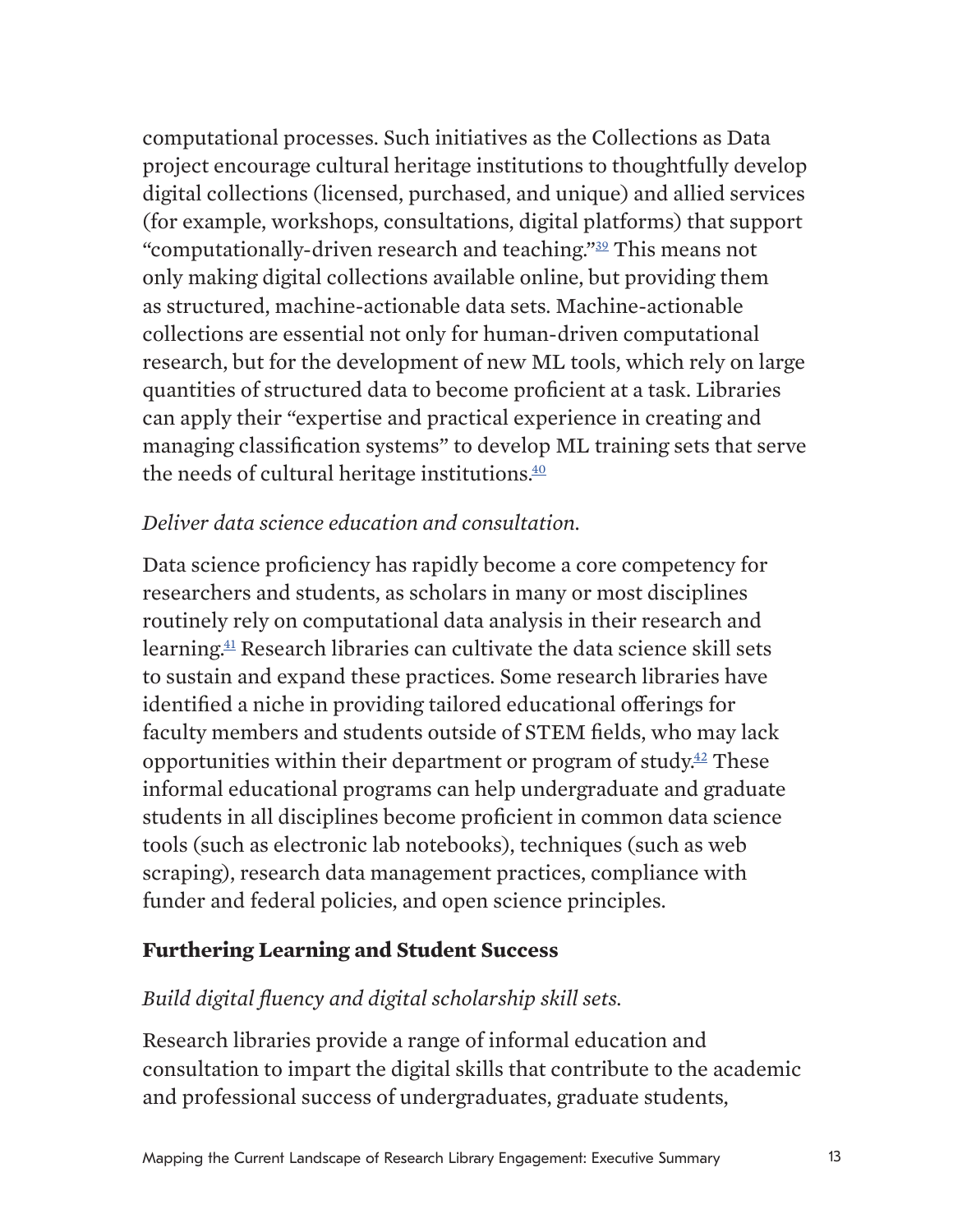computational processes. Such initiatives as the Collections as Data project encourage cultural heritage institutions to thoughtfully develop digital collections (licensed, purchased, and unique) and allied services (for example, workshops, consultations, digital platforms) that support "computationally-driven research and teaching."[39] This means not only making digital collections available online, but providing them as structured, machine-actionable data sets. Machine-actionable collections are essential not only for human-driven computational research, but for the development of new ML tools, which rely on large quantities of structured data to become proficient at a task. Libraries can apply their "expertise and practical experience in creating and managing classification systems" to develop ML training sets that serve the needs of cultural heritage institutions.[40]

*Deliver data science education and consultation.*

Data science proficiency has rapidly become a core competency for researchers and students, as scholars in many or most disciplines routinely rely on computational data analysis in their research and learning.[41] Research libraries can cultivate the data science skill sets to sustain and expand these practices. Some research libraries have identified a niche in providing tailored educational offerings for faculty members and students outside of STEM fields, who may lack opportunities within their department or program of study.[42] These informal educational programs can help undergraduate and graduate students in all disciplines become proficient in common data science tools (such as electronic lab notebooks), techniques (such as web scraping), research data management practices, compliance with funder and federal policies, and open science principles.

### Furthering Learning and Student Success

*Build digital fluency and digital scholarship skill sets.*

Research libraries provide a range of informal education and consultation to impart the digital skills that contribute to the academic and professional success of undergraduates, graduate students,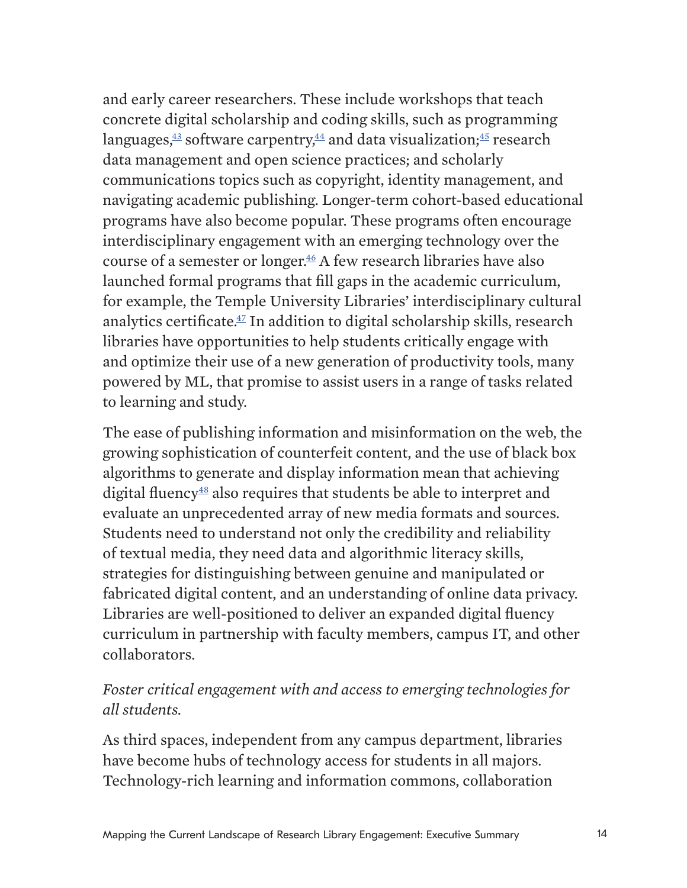and early career researchers. These include workshops that teach concrete digital scholarship and coding skills, such as programming languages,[43] software carpentry,[44] and data visualization;[45] research data management and open science practices; and scholarly communications topics such as copyright, identity management, and navigating academic publishing. Longer-term cohort-based educational programs have also become popular. These programs often encourage interdisciplinary engagement with an emerging technology over the course of a semester or longer.[46] A few research libraries have also launched formal programs that fill gaps in the academic curriculum, for example, the Temple University Libraries' interdisciplinary cultural analytics certificate.[47] In addition to digital scholarship skills, research libraries have opportunities to help students critically engage with and optimize their use of a new generation of productivity tools, many powered by ML, that promise to assist users in a range of tasks related to learning and study.

The ease of publishing information and misinformation on the web, the growing sophistication of counterfeit content, and the use of black box algorithms to generate and display information mean that achieving digital fluency[48] also requires that students be able to interpret and evaluate an unprecedented array of new media formats and sources. Students need to understand not only the credibility and reliability of textual media, they need data and algorithmic literacy skills, strategies for distinguishing between genuine and manipulated or fabricated digital content, and an understanding of online data privacy. Libraries are well-positioned to deliver an expanded digital fluency curriculum in partnership with faculty members, campus IT, and other collaborators.

*Foster critical engagement with and access to emerging technologies for all students.*

As third spaces, independent from any campus department, libraries have become hubs of technology access for students in all majors. Technology-rich learning and information commons, collaboration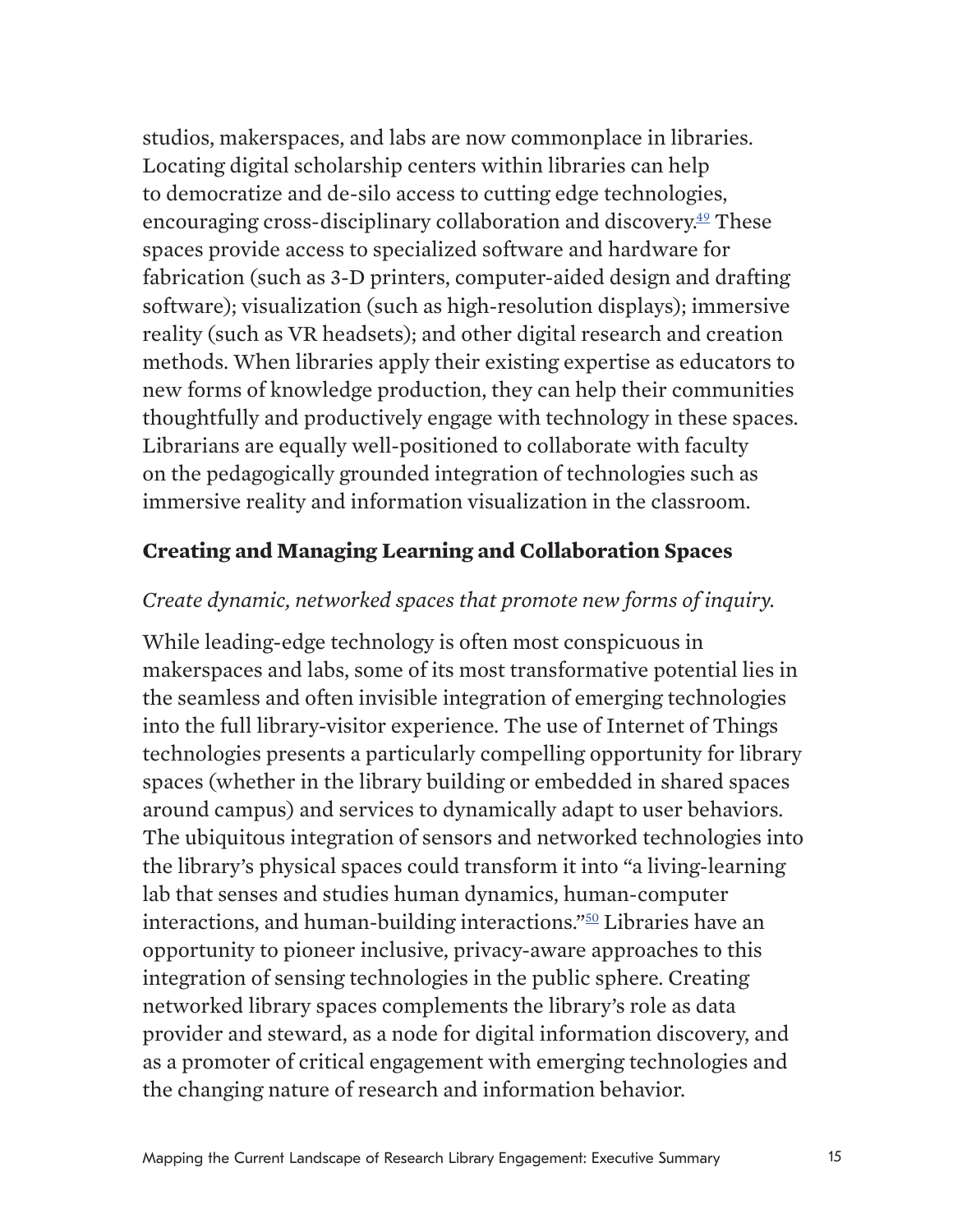studios, makerspaces, and labs are now commonplace in libraries. Locating digital scholarship centers within libraries can help to democratize and de-silo access to cutting edge technologies, encouraging cross-disciplinary collaboration and discovery.[49] These spaces provide access to specialized software and hardware for fabrication (such as 3-D printers, computer-aided design and drafting software); visualization (such as high-resolution displays); immersive reality (such as VR headsets); and other digital research and creation methods. When libraries apply their existing expertise as educators to new forms of knowledge production, they can help their communities thoughtfully and productively engage with technology in these spaces. Librarians are equally well-positioned to collaborate with faculty on the pedagogically grounded integration of technologies such as immersive reality and information visualization in the classroom.

### Creating and Managing Learning and Collaboration Spaces

*Create dynamic, networked spaces that promote new forms of inquiry.*

While leading-edge technology is often most conspicuous in makerspaces and labs, some of its most transformative potential lies in the seamless and often invisible integration of emerging technologies into the full library-visitor experience. The use of Internet of Things technologies presents a particularly compelling opportunity for library spaces (whether in the library building or embedded in shared spaces around campus) and services to dynamically adapt to user behaviors. The ubiquitous integration of sensors and networked technologies into the library's physical spaces could transform it into "a living-learning lab that senses and studies human dynamics, human-computer interactions, and human-building interactions."[50] Libraries have an opportunity to pioneer inclusive, privacy-aware approaches to this integration of sensing technologies in the public sphere. Creating networked library spaces complements the library's role as data provider and steward, as a node for digital information discovery, and as a promoter of critical engagement with emerging technologies and the changing nature of research and information behavior.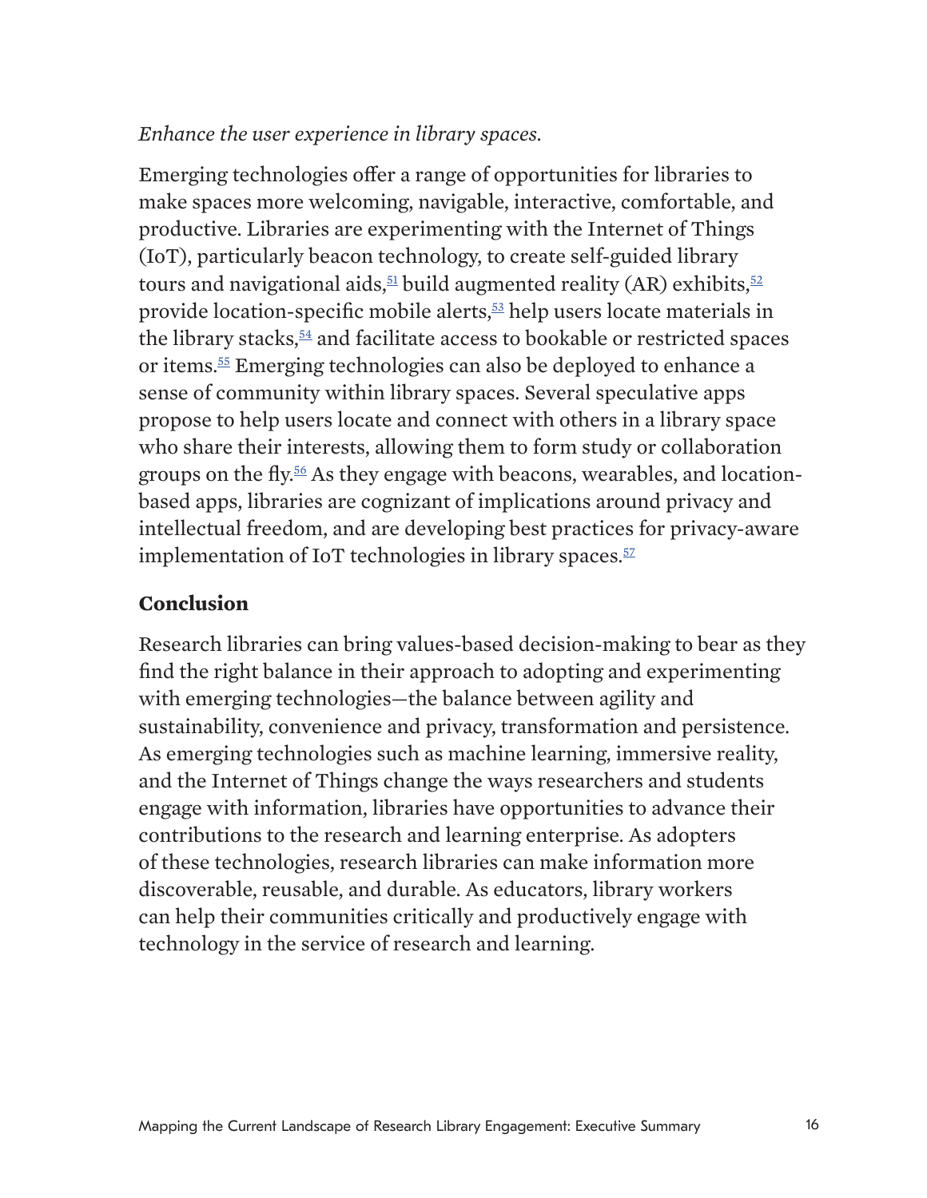*Enhance the user experience in library spaces.*

Emerging technologies offer a range of opportunities for libraries to make spaces more welcoming, navigable, interactive, comfortable, and productive. Libraries are experimenting with the Internet of Things (IoT), particularly beacon technology, to create self-guided library tours and navigational aids,[51] build augmented reality (AR) exhibits,[52] provide location-specific mobile alerts,[53] help users locate materials in the library stacks,[54] and facilitate access to bookable or restricted spaces or items.[55] Emerging technologies can also be deployed to enhance a sense of community within library spaces. Several speculative apps propose to help users locate and connect with others in a library space who share their interests, allowing them to form study or collaboration groups on the fly.[56] As they engage with beacons, wearables, and location-based apps, libraries are cognizant of implications around privacy and intellectual freedom, and are developing best practices for privacy-aware implementation of IoT technologies in library spaces.[57]

## Conclusion

Research libraries can bring values-based decision-making to bear as they find the right balance in their approach to adopting and experimenting with emerging technologies—the balance between agility and sustainability, convenience and privacy, transformation and persistence. As emerging technologies such as machine learning, immersive reality, and the Internet of Things change the ways researchers and students engage with information, libraries have opportunities to advance their contributions to the research and learning enterprise. As adopters of these technologies, research libraries can make information more discoverable, reusable, and durable. As educators, library workers can help their communities critically and productively engage with technology in the service of research and learning.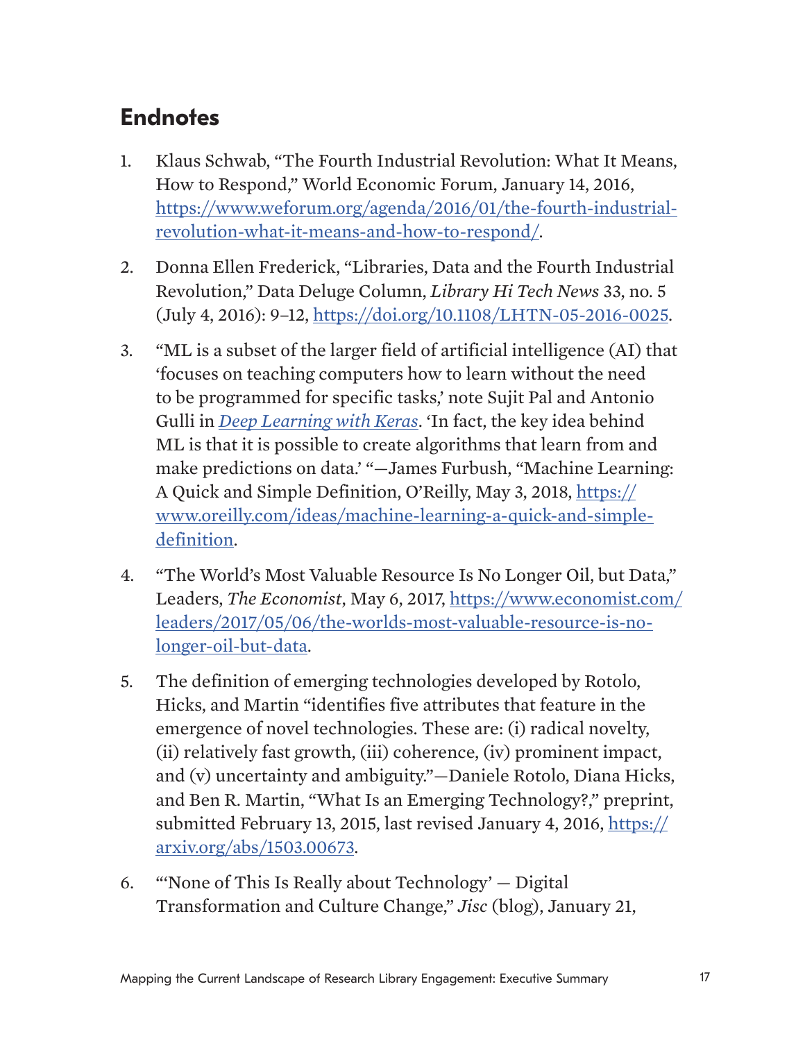## Endnotes

1. Klaus Schwab, "The Fourth Industrial Revolution: What It Means, How to Respond," World Economic Forum, January 14, 2016, https://www.weforum.org/agenda/2016/01/the-fourth-industrial-revolution-what-it-means-and-how-to-respond/.

2. Donna Ellen Frederick, "Libraries, Data and the Fourth Industrial Revolution," Data Deluge Column, *Library Hi Tech News* 33, no. 5 (July 4, 2016): 9–12, https://doi.org/10.1108/LHTN-05-2016-0025.

3. "ML is a subset of the larger field of artificial intelligence (AI) that 'focuses on teaching computers how to learn without the need to be programmed for specific tasks,' note Sujit Pal and Antonio Gulli in *Deep Learning with Keras*. 'In fact, the key idea behind ML is that it is possible to create algorithms that learn from and make predictions on data.' "—James Furbush, "Machine Learning: A Quick and Simple Definition, O'Reilly, May 3, 2018, https://www.oreilly.com/ideas/machine-learning-a-quick-and-simple-definition.

4. "The World's Most Valuable Resource Is No Longer Oil, but Data," Leaders, *The Economist*, May 6, 2017, https://www.economist.com/leaders/2017/05/06/the-worlds-most-valuable-resource-is-no-longer-oil-but-data.

5. The definition of emerging technologies developed by Rotolo, Hicks, and Martin "identifies five attributes that feature in the emergence of novel technologies. These are: (i) radical novelty, (ii) relatively fast growth, (iii) coherence, (iv) prominent impact, and (v) uncertainty and ambiguity."—Daniele Rotolo, Diana Hicks, and Ben R. Martin, "What Is an Emerging Technology?," preprint, submitted February 13, 2015, last revised January 4, 2016, https://arxiv.org/abs/1503.00673.

6. "'None of This Is Really about Technology' — Digital Transformation and Culture Change," *Jisc* (blog), January 21,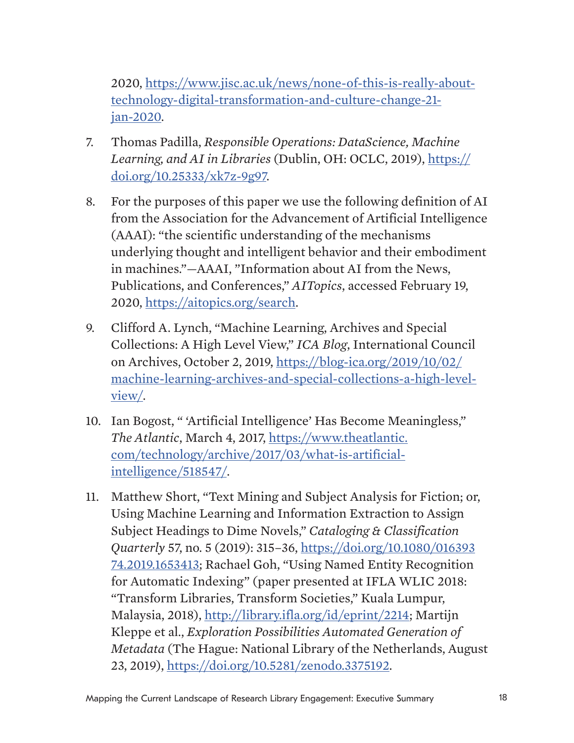2020, https://www.jisc.ac.uk/news/none-of-this-is-really-about-technology-digital-transformation-and-culture-change-21-jan-2020.

7. Thomas Padilla, *Responsible Operations: DataScience, Machine Learning, and AI in Libraries* (Dublin, OH: OCLC, 2019), https://doi.org/10.25333/xk7z-9g97.

8. For the purposes of this paper we use the following definition of AI from the Association for the Advancement of Artificial Intelligence (AAAI): "the scientific understanding of the mechanisms underlying thought and intelligent behavior and their embodiment in machines."—AAAI, "Information about AI from the News, Publications, and Conferences," *AITopics*, accessed February 19, 2020, https://aitopics.org/search.

9. Clifford A. Lynch, "Machine Learning, Archives and Special Collections: A High Level View," *ICA Blog*, International Council on Archives, October 2, 2019, https://blog-ica.org/2019/10/02/machine-learning-archives-and-special-collections-a-high-level-view/.

10. Ian Bogost, " 'Artificial Intelligence' Has Become Meaningless," *The Atlantic*, March 4, 2017, https://www.theatlantic.com/technology/archive/2017/03/what-is-artificial-intelligence/518547/.

11. Matthew Short, "Text Mining and Subject Analysis for Fiction; or, Using Machine Learning and Information Extraction to Assign Subject Headings to Dime Novels," *Cataloging & Classification Quarterly* 57, no. 5 (2019): 315–36, https://doi.org/10.1080/01639374.2019.1653413; Rachael Goh, "Using Named Entity Recognition for Automatic Indexing" (paper presented at IFLA WLIC 2018: "Transform Libraries, Transform Societies," Kuala Lumpur, Malaysia, 2018), http://library.ifla.org/id/eprint/2214; Martijn Kleppe et al., *Exploration Possibilities Automated Generation of Metadata* (The Hague: National Library of the Netherlands, August 23, 2019), https://doi.org/10.5281/zenodo.3375192.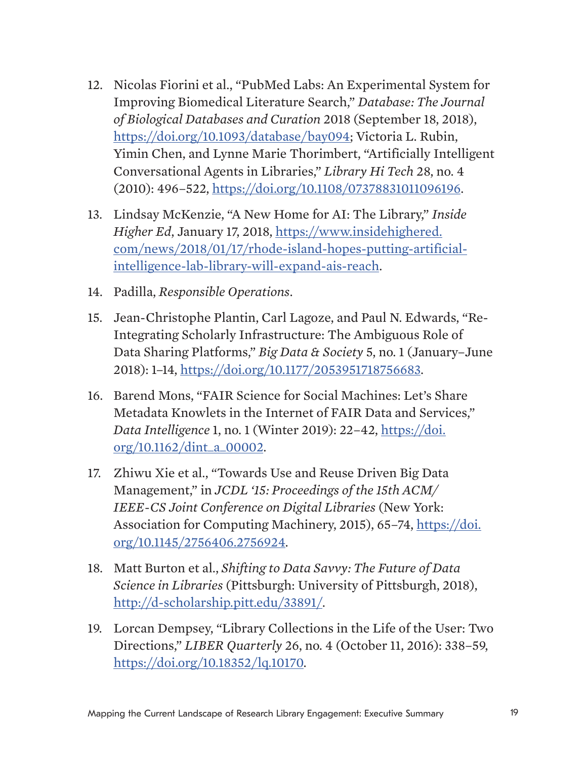12. Nicolas Fiorini et al., "PubMed Labs: An Experimental System for Improving Biomedical Literature Search," *Database: The Journal of Biological Databases and Curation* 2018 (September 18, 2018), https://doi.org/10.1093/database/bay094; Victoria L. Rubin, Yimin Chen, and Lynne Marie Thorimbert, "Artificially Intelligent Conversational Agents in Libraries," *Library Hi Tech* 28, no. 4 (2010): 496–522, https://doi.org/10.1108/07378831011096196.

13. Lindsay McKenzie, "A New Home for AI: The Library," *Inside Higher Ed*, January 17, 2018, https://www.insidehighered.com/news/2018/01/17/rhode-island-hopes-putting-artificial-intelligence-lab-library-will-expand-ais-reach.

14. Padilla, *Responsible Operations*.

15. Jean-Christophe Plantin, Carl Lagoze, and Paul N. Edwards, "Re-Integrating Scholarly Infrastructure: The Ambiguous Role of Data Sharing Platforms," *Big Data & Society* 5, no. 1 (January–June 2018): 1–14, https://doi.org/10.1177/2053951718756683.

16. Barend Mons, "FAIR Science for Social Machines: Let's Share Metadata Knowlets in the Internet of FAIR Data and Services," *Data Intelligence* 1, no. 1 (Winter 2019): 22–42, https://doi.org/10.1162/dint_a_00002.

17. Zhiwu Xie et al., "Towards Use and Reuse Driven Big Data Management," in *JCDL '15: Proceedings of the 15th ACM/IEEE-CS Joint Conference on Digital Libraries* (New York: Association for Computing Machinery, 2015), 65–74, https://doi.org/10.1145/2756406.2756924.

18. Matt Burton et al., *Shifting to Data Savvy: The Future of Data Science in Libraries* (Pittsburgh: University of Pittsburgh, 2018), http://d-scholarship.pitt.edu/33891/.

19. Lorcan Dempsey, "Library Collections in the Life of the User: Two Directions," *LIBER Quarterly* 26, no. 4 (October 11, 2016): 338–59, https://doi.org/10.18352/lq.10170.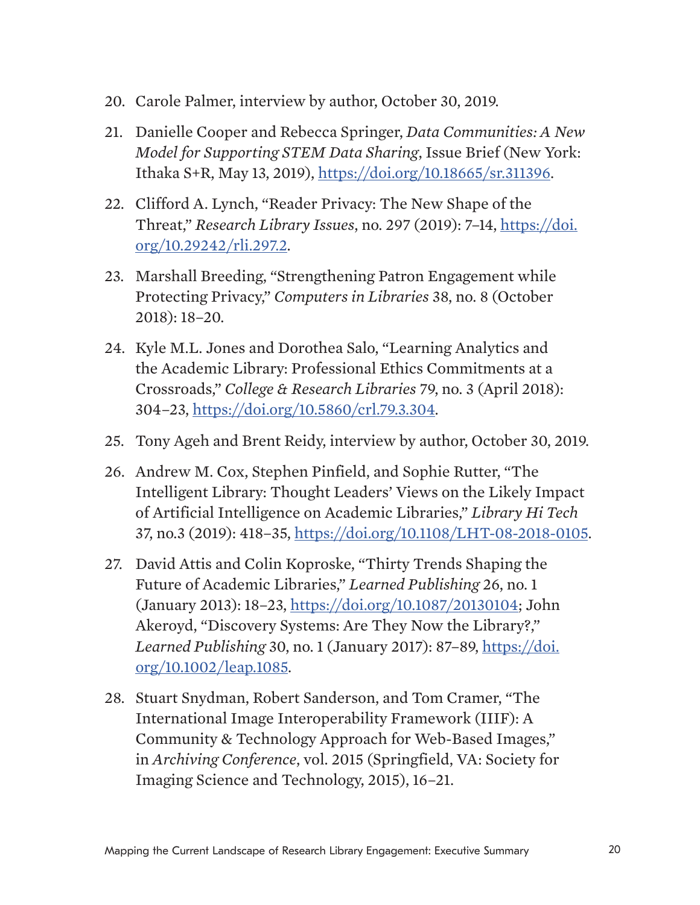20. Carole Palmer, interview by author, October 30, 2019.

21. Danielle Cooper and Rebecca Springer, *Data Communities: A New Model for Supporting STEM Data Sharing*, Issue Brief (New York: Ithaka S+R, May 13, 2019), https://doi.org/10.18665/sr.311396.

22. Clifford A. Lynch, "Reader Privacy: The New Shape of the Threat," *Research Library Issues*, no. 297 (2019): 7–14, https://doi.org/10.29242/rli.297.2.

23. Marshall Breeding, "Strengthening Patron Engagement while Protecting Privacy," *Computers in Libraries* 38, no. 8 (October 2018): 18–20.

24. Kyle M.L. Jones and Dorothea Salo, "Learning Analytics and the Academic Library: Professional Ethics Commitments at a Crossroads," *College & Research Libraries* 79, no. 3 (April 2018): 304–23, https://doi.org/10.5860/crl.79.3.304.

25. Tony Ageh and Brent Reidy, interview by author, October 30, 2019.

26. Andrew M. Cox, Stephen Pinfield, and Sophie Rutter, "The Intelligent Library: Thought Leaders' Views on the Likely Impact of Artificial Intelligence on Academic Libraries," *Library Hi Tech* 37, no.3 (2019): 418–35, https://doi.org/10.1108/LHT-08-2018-0105.

27. David Attis and Colin Koproske, "Thirty Trends Shaping the Future of Academic Libraries," *Learned Publishing* 26, no. 1 (January 2013): 18–23, https://doi.org/10.1087/20130104; John Akeroyd, "Discovery Systems: Are They Now the Library?," *Learned Publishing* 30, no. 1 (January 2017): 87–89, https://doi.org/10.1002/leap.1085.

28. Stuart Snydman, Robert Sanderson, and Tom Cramer, "The International Image Interoperability Framework (IIIF): A Community & Technology Approach for Web-Based Images," in *Archiving Conference*, vol. 2015 (Springfield, VA: Society for Imaging Science and Technology, 2015), 16–21.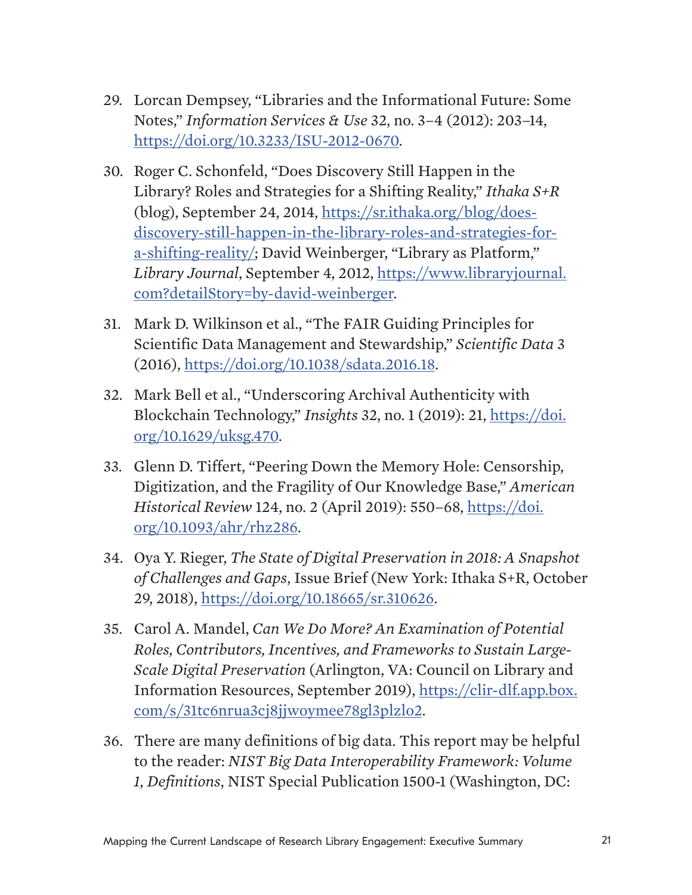29. Lorcan Dempsey, “Libraries and the Informational Future: Some Notes,” *Information Services & Use* 32, no. 3–4 (2012): 203–14, https://doi.org/10.3233/ISU-2012-0670.

30. Roger C. Schonfeld, “Does Discovery Still Happen in the Library? Roles and Strategies for a Shifting Reality,” *Ithaka S+R* (blog), September 24, 2014, https://sr.ithaka.org/blog/does-discovery-still-happen-in-the-library-roles-and-strategies-for-a-shifting-reality/; David Weinberger, “Library as Platform,” *Library Journal*, September 4, 2012, https://www.libraryjournal.com?detailStory=by-david-weinberger.

31. Mark D. Wilkinson et al., “The FAIR Guiding Principles for Scientific Data Management and Stewardship,” *Scientific Data* 3 (2016), https://doi.org/10.1038/sdata.2016.18.

32. Mark Bell et al., “Underscoring Archival Authenticity with Blockchain Technology,” *Insights* 32, no. 1 (2019): 21, https://doi.org/10.1629/uksg.470.

33. Glenn D. Tiffert, “Peering Down the Memory Hole: Censorship, Digitization, and the Fragility of Our Knowledge Base,” *American Historical Review* 124, no. 2 (April 2019): 550–68, https://doi.org/10.1093/ahr/rhz286.

34. Oya Y. Rieger, *The State of Digital Preservation in 2018: A Snapshot of Challenges and Gaps*, Issue Brief (New York: Ithaka S+R, October 29, 2018), https://doi.org/10.18665/sr.310626.

35. Carol A. Mandel, *Can We Do More? An Examination of Potential Roles, Contributors, Incentives, and Frameworks to Sustain Large-Scale Digital Preservation* (Arlington, VA: Council on Library and Information Resources, September 2019), https://clir-dlf.app.box.com/s/31tc6nrua3cj8jjwoymee78gl3plzlo2.

36. There are many definitions of big data. This report may be helpful to the reader: *NIST Big Data Interoperability Framework: Volume 1, Definitions*, NIST Special Publication 1500-1 (Washington, DC: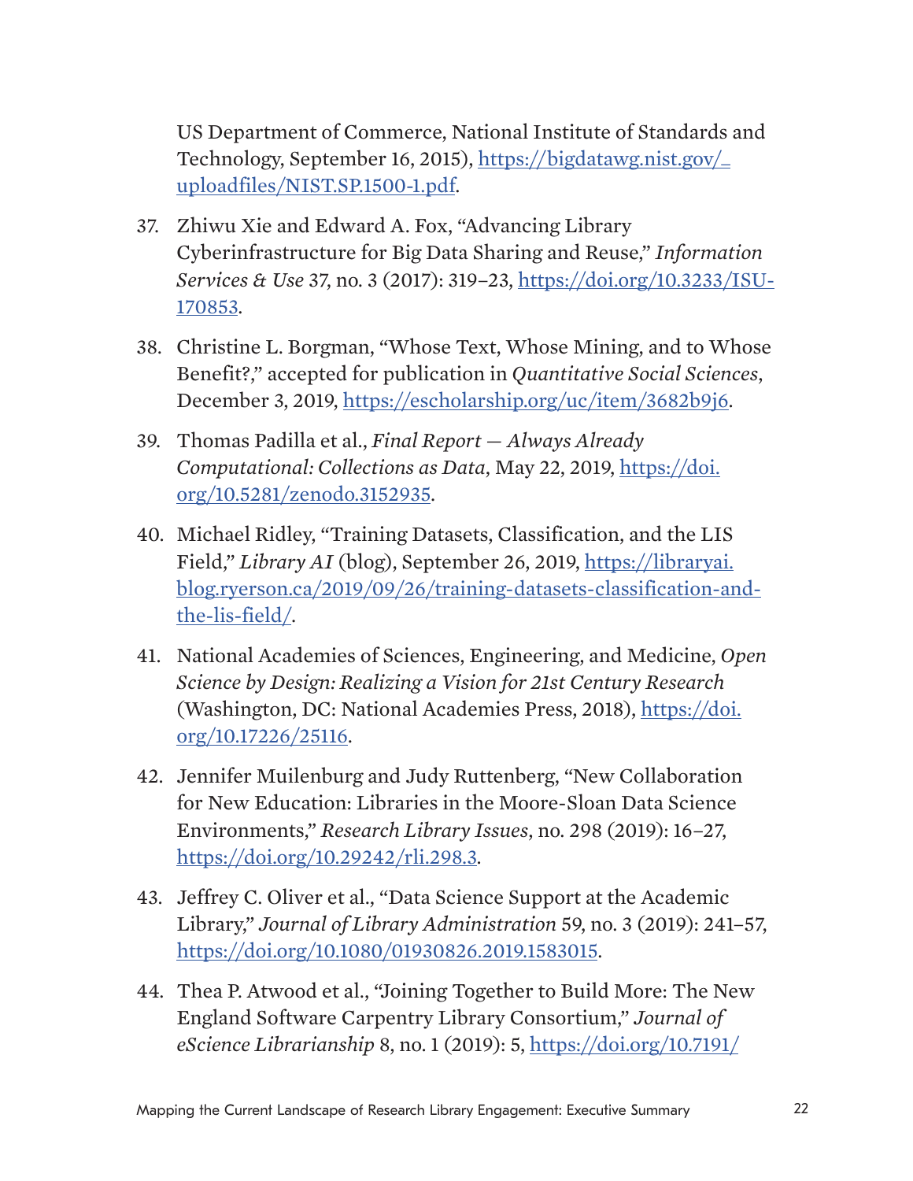US Department of Commerce, National Institute of Standards and Technology, September 16, 2015), https://bigdatawg.nist.gov/_uploadfiles/NIST.SP.1500-1.pdf.

37. Zhiwu Xie and Edward A. Fox, "Advancing Library Cyberinfrastructure for Big Data Sharing and Reuse," *Information Services & Use* 37, no. 3 (2017): 319–23, https://doi.org/10.3233/ISU-170853.

38. Christine L. Borgman, "Whose Text, Whose Mining, and to Whose Benefit?," accepted for publication in *Quantitative Social Sciences*, December 3, 2019, https://escholarship.org/uc/item/3682b9j6.

39. Thomas Padilla et al., *Final Report — Always Already Computational: Collections as Data*, May 22, 2019, https://doi.org/10.5281/zenodo.3152935.

40. Michael Ridley, "Training Datasets, Classification, and the LIS Field," *Library AI* (blog), September 26, 2019, https://libraryai.blog.ryerson.ca/2019/09/26/training-datasets-classification-and-the-lis-field/.

41. National Academies of Sciences, Engineering, and Medicine, *Open Science by Design: Realizing a Vision for 21st Century Research* (Washington, DC: National Academies Press, 2018), https://doi.org/10.17226/25116.

42. Jennifer Muilenburg and Judy Ruttenberg, "New Collaboration for New Education: Libraries in the Moore-Sloan Data Science Environments," *Research Library Issues*, no. 298 (2019): 16–27, https://doi.org/10.29242/rli.298.3.

43. Jeffrey C. Oliver et al., "Data Science Support at the Academic Library," *Journal of Library Administration* 59, no. 3 (2019): 241–57, https://doi.org/10.1080/01930826.2019.1583015.

44. Thea P. Atwood et al., "Joining Together to Build More: The New England Software Carpentry Library Consortium," *Journal of eScience Librarianship* 8, no. 1 (2019): 5, https://doi.org/10.7191/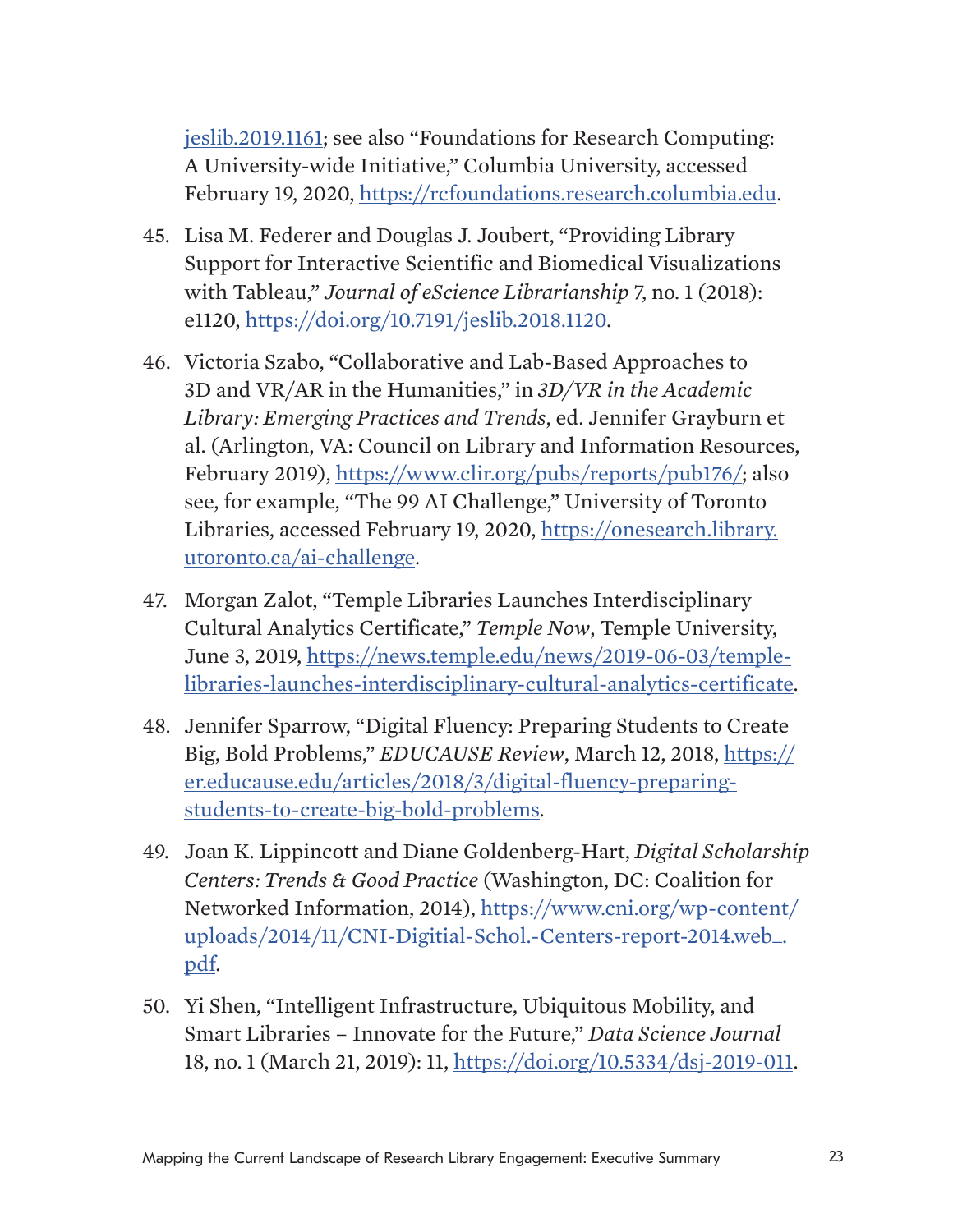jeslib.2019.1161; see also "Foundations for Research Computing: A University-wide Initiative," Columbia University, accessed February 19, 2020, https://rcfoundations.research.columbia.edu.

45. Lisa M. Federer and Douglas J. Joubert, "Providing Library Support for Interactive Scientific and Biomedical Visualizations with Tableau," *Journal of eScience Librarianship* 7, no. 1 (2018): e1120, https://doi.org/10.7191/jeslib.2018.1120.

46. Victoria Szabo, "Collaborative and Lab-Based Approaches to 3D and VR/AR in the Humanities," in *3D/VR in the Academic Library: Emerging Practices and Trends*, ed. Jennifer Grayburn et al. (Arlington, VA: Council on Library and Information Resources, February 2019), https://www.clir.org/pubs/reports/pub176/; also see, for example, "The 99 AI Challenge," University of Toronto Libraries, accessed February 19, 2020, https://onesearch.library.utoronto.ca/ai-challenge.

47. Morgan Zalot, "Temple Libraries Launches Interdisciplinary Cultural Analytics Certificate," *Temple Now*, Temple University, June 3, 2019, https://news.temple.edu/news/2019-06-03/temple-libraries-launches-interdisciplinary-cultural-analytics-certificate.

48. Jennifer Sparrow, "Digital Fluency: Preparing Students to Create Big, Bold Problems," *EDUCAUSE Review*, March 12, 2018, https://er.educause.edu/articles/2018/3/digital-fluency-preparing-students-to-create-big-bold-problems.

49. Joan K. Lippincott and Diane Goldenberg-Hart, *Digital Scholarship Centers: Trends & Good Practice* (Washington, DC: Coalition for Networked Information, 2014), https://www.cni.org/wp-content/uploads/2014/11/CNI-Digitial-Schol.-Centers-report-2014.web_.pdf.

50. Yi Shen, "Intelligent Infrastructure, Ubiquitous Mobility, and Smart Libraries – Innovate for the Future," *Data Science Journal* 18, no. 1 (March 21, 2019): 11, https://doi.org/10.5334/dsj-2019-011.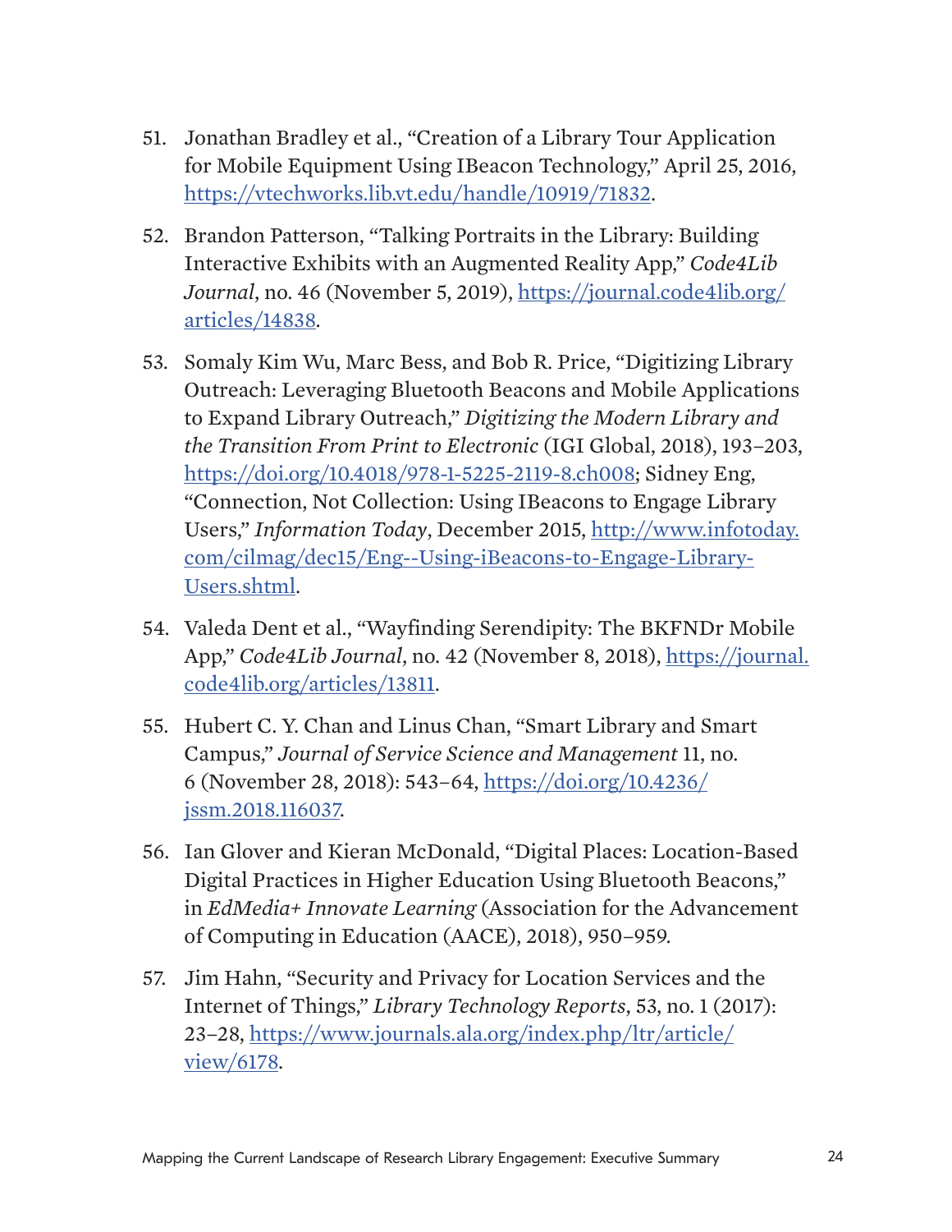51. Jonathan Bradley et al., "Creation of a Library Tour Application for Mobile Equipment Using IBeacon Technology," April 25, 2016, https://vtechworks.lib.vt.edu/handle/10919/71832.

52. Brandon Patterson, "Talking Portraits in the Library: Building Interactive Exhibits with an Augmented Reality App," *Code4Lib Journal*, no. 46 (November 5, 2019), https://journal.code4lib.org/articles/14838.

53. Somaly Kim Wu, Marc Bess, and Bob R. Price, "Digitizing Library Outreach: Leveraging Bluetooth Beacons and Mobile Applications to Expand Library Outreach," *Digitizing the Modern Library and the Transition From Print to Electronic* (IGI Global, 2018), 193–203, https://doi.org/10.4018/978-1-5225-2119-8.ch008; Sidney Eng, "Connection, Not Collection: Using IBeacons to Engage Library Users," *Information Today*, December 2015, http://www.infotoday.com/cilmag/dec15/Eng--Using-iBeacons-to-Engage-Library-Users.shtml.

54. Valeda Dent et al., "Wayfinding Serendipity: The BKFNDr Mobile App," *Code4Lib Journal*, no. 42 (November 8, 2018), https://journal.code4lib.org/articles/13811.

55. Hubert C. Y. Chan and Linus Chan, "Smart Library and Smart Campus," *Journal of Service Science and Management* 11, no. 6 (November 28, 2018): 543–64, https://doi.org/10.4236/jssm.2018.116037.

56. Ian Glover and Kieran McDonald, "Digital Places: Location-Based Digital Practices in Higher Education Using Bluetooth Beacons," in *EdMedia+ Innovate Learning* (Association for the Advancement of Computing in Education (AACE), 2018), 950–959.

57. Jim Hahn, "Security and Privacy for Location Services and the Internet of Things," *Library Technology Reports*, 53, no. 1 (2017): 23–28, https://www.journals.ala.org/index.php/ltr/article/view/6178.